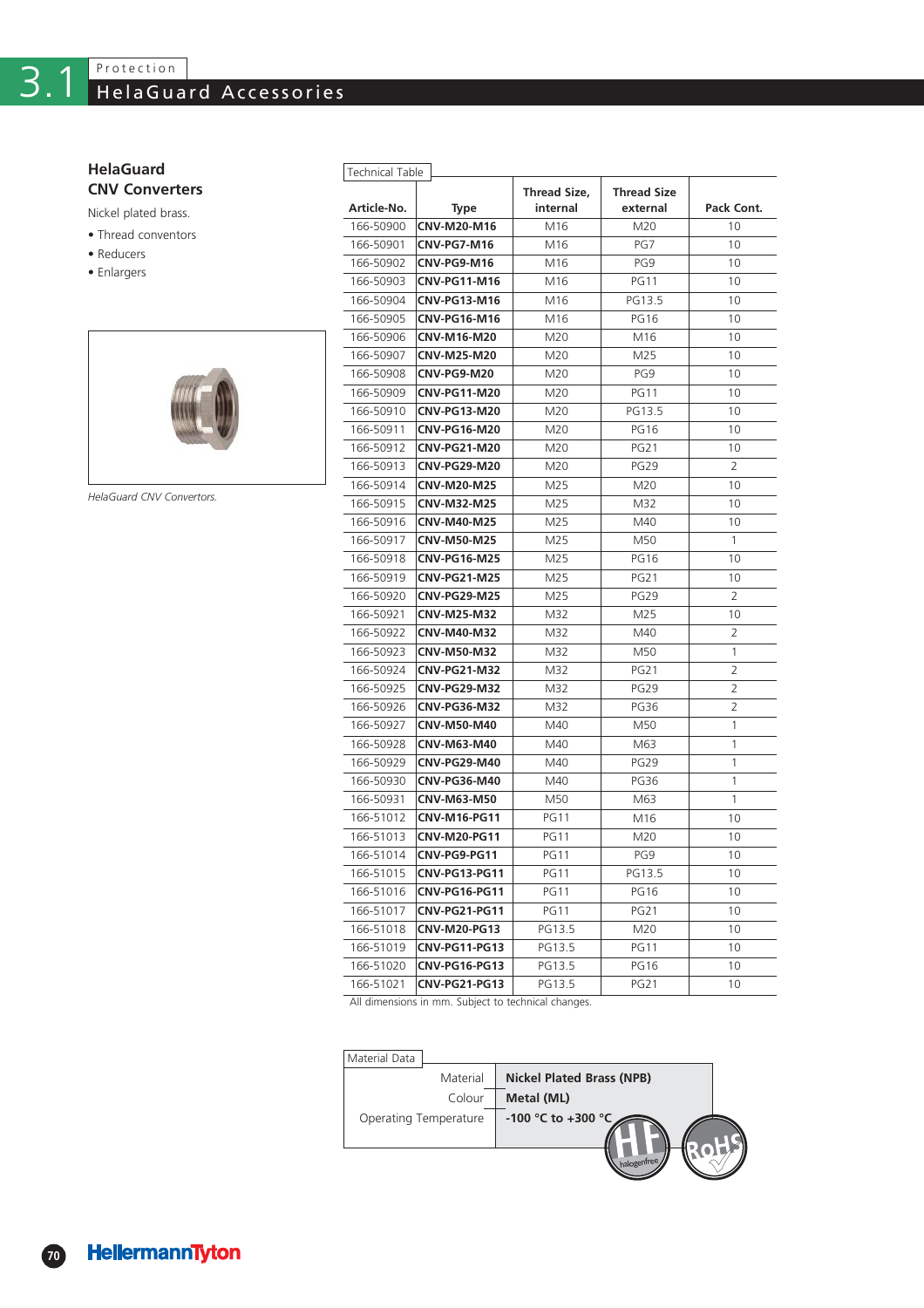# 3.1 Protection

## HelaGuard Accessories

### HelaGuard CNV Converters

Nickel plated brass.

- Thread conventors
- Reducers
- Enlargers

*HelaGuard CNV Convertors.*

Technical Table

| Article-No. | Type | Thread Size, internal | Thread Size external | Pack Cont. |
|---|---|---|---|---|
| 166-50900 | **CNV-M20-M16** | M16 | M20 | 10 |
| 166-50901 | **CNV-PG7-M16** | M16 | PG7 | 10 |
| 166-50902 | **CNV-PG9-M16** | M16 | PG9 | 10 |
| 166-50903 | **CNV-PG11-M16** | M16 | PG11 | 10 |
| 166-50904 | **CNV-PG13-M16** | M16 | PG13.5 | 10 |
| 166-50905 | **CNV-PG16-M16** | M16 | PG16 | 10 |
| 166-50906 | **CNV-M16-M20** | M20 | M16 | 10 |
| 166-50907 | **CNV-M25-M20** | M20 | M25 | 10 |
| 166-50908 | **CNV-PG9-M20** | M20 | PG9 | 10 |
| 166-50909 | **CNV-PG11-M20** | M20 | PG11 | 10 |
| 166-50910 | **CNV-PG13-M20** | M20 | PG13.5 | 10 |
| 166-50911 | **CNV-PG16-M20** | M20 | PG16 | 10 |
| 166-50912 | **CNV-PG21-M20** | M20 | PG21 | 10 |
| 166-50913 | **CNV-PG29-M20** | M20 | PG29 | 2 |
| 166-50914 | **CNV-M20-M25** | M25 | M20 | 10 |
| 166-50915 | **CNV-M32-M25** | M25 | M32 | 10 |
| 166-50916 | **CNV-M40-M25** | M25 | M40 | 10 |
| 166-50917 | **CNV-M50-M25** | M25 | M50 | 1 |
| 166-50918 | **CNV-PG16-M25** | M25 | PG16 | 10 |
| 166-50919 | **CNV-PG21-M25** | M25 | PG21 | 10 |
| 166-50920 | **CNV-PG29-M25** | M25 | PG29 | 2 |
| 166-50921 | **CNV-M25-M32** | M32 | M25 | 10 |
| 166-50922 | **CNV-M40-M32** | M32 | M40 | 2 |
| 166-50923 | **CNV-M50-M32** | M32 | M50 | 1 |
| 166-50924 | **CNV-PG21-M32** | M32 | PG21 | 2 |
| 166-50925 | **CNV-PG29-M32** | M32 | PG29 | 2 |
| 166-50926 | **CNV-PG36-M32** | M32 | PG36 | 2 |
| 166-50927 | **CNV-M50-M40** | M40 | M50 | 1 |
| 166-50928 | **CNV-M63-M40** | M40 | M63 | 1 |
| 166-50929 | **CNV-PG29-M40** | M40 | PG29 | 1 |
| 166-50930 | **CNV-PG36-M40** | M40 | PG36 | 1 |
| 166-50931 | **CNV-M63-M50** | M50 | M63 | 1 |
| 166-51012 | **CNV-M16-PG11** | PG11 | M16 | 10 |
| 166-51013 | **CNV-M20-PG11** | PG11 | M20 | 10 |
| 166-51014 | **CNV-PG9-PG11** | PG11 | PG9 | 10 |
| 166-51015 | **CNV-PG13-PG11** | PG11 | PG13.5 | 10 |
| 166-51016 | **CNV-PG16-PG11** | PG11 | PG16 | 10 |
| 166-51017 | **CNV-PG21-PG11** | PG11 | PG21 | 10 |
| 166-51018 | **CNV-M20-PG13** | PG13.5 | M20 | 10 |
| 166-51019 | **CNV-PG11-PG13** | PG13.5 | PG11 | 10 |
| 166-51020 | **CNV-PG16-PG13** | PG13.5 | PG16 | 10 |
| 166-51021 | **CNV-PG21-PG13** | PG13.5 | PG21 | 10 |

All dimensions in mm. Subject to technical changes.

Material Data

| | |
|---|---|
| Material | **Nickel Plated Brass (NPB)** |
| Colour | **Metal (ML)** |
| Operating Temperature | **-100 °C to +300 °C** |

HF halogenfree · RoHS

HellermannTyton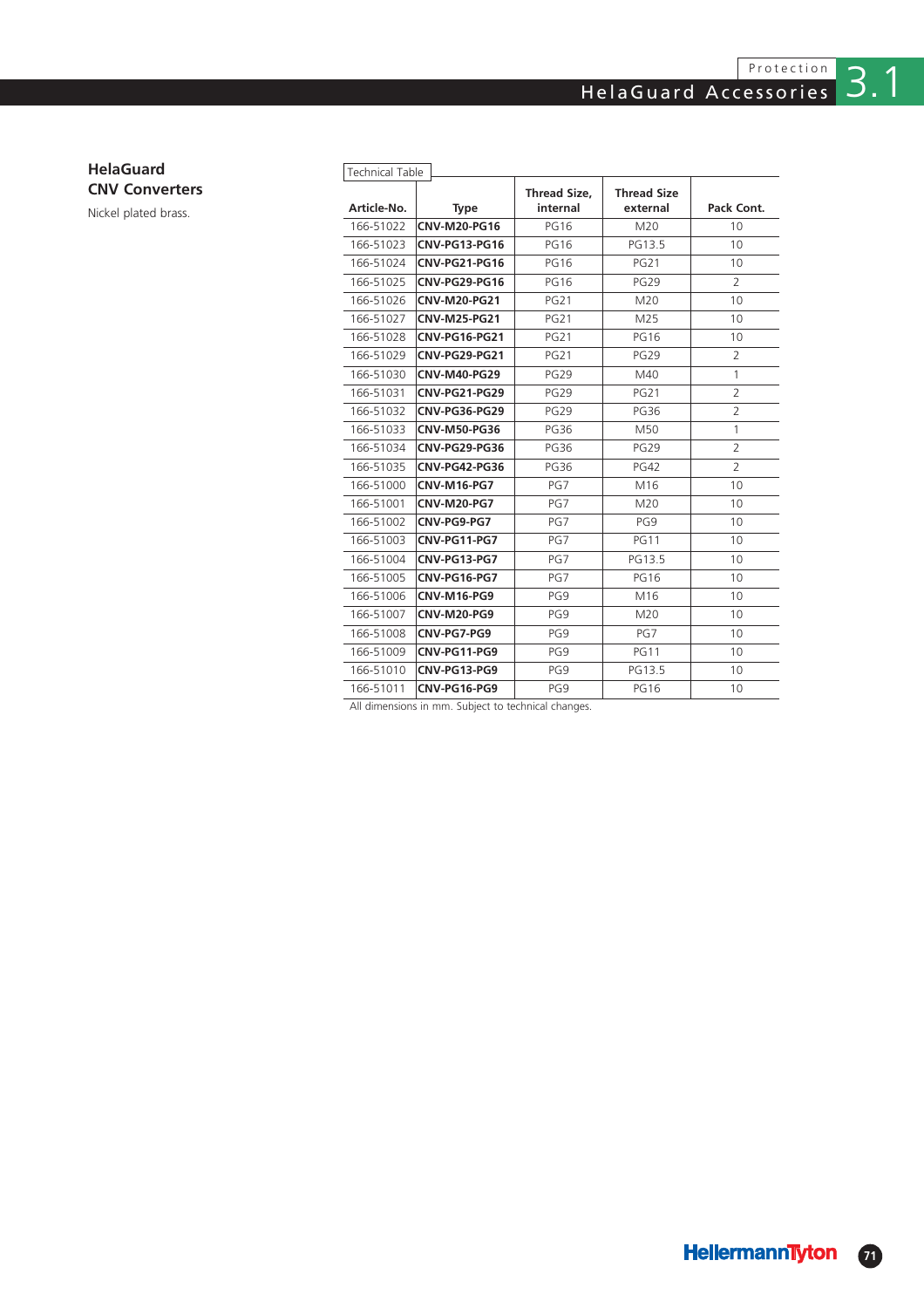## HelaGuard CNV Converters

Nickel plated brass.

Technical Table

| Article-No. | Type | Thread Size, internal | Thread Size external | Pack Cont. |
|---|---|---|---|---|
| 166-51022 | **CNV-M20-PG16** | PG16 | M20 | 10 |
| 166-51023 | **CNV-PG13-PG16** | PG16 | PG13.5 | 10 |
| 166-51024 | **CNV-PG21-PG16** | PG16 | PG21 | 10 |
| 166-51025 | **CNV-PG29-PG16** | PG16 | PG29 | 2 |
| 166-51026 | **CNV-M20-PG21** | PG21 | M20 | 10 |
| 166-51027 | **CNV-M25-PG21** | PG21 | M25 | 10 |
| 166-51028 | **CNV-PG16-PG21** | PG21 | PG16 | 10 |
| 166-51029 | **CNV-PG29-PG21** | PG21 | PG29 | 2 |
| 166-51030 | **CNV-M40-PG29** | PG29 | M40 | 1 |
| 166-51031 | **CNV-PG21-PG29** | PG29 | PG21 | 2 |
| 166-51032 | **CNV-PG36-PG29** | PG29 | PG36 | 2 |
| 166-51033 | **CNV-M50-PG36** | PG36 | M50 | 1 |
| 166-51034 | **CNV-PG29-PG36** | PG36 | PG29 | 2 |
| 166-51035 | **CNV-PG42-PG36** | PG36 | PG42 | 2 |
| 166-51000 | **CNV-M16-PG7** | PG7 | M16 | 10 |
| 166-51001 | **CNV-M20-PG7** | PG7 | M20 | 10 |
| 166-51002 | **CNV-PG9-PG7** | PG7 | PG9 | 10 |
| 166-51003 | **CNV-PG11-PG7** | PG7 | PG11 | 10 |
| 166-51004 | **CNV-PG13-PG7** | PG7 | PG13.5 | 10 |
| 166-51005 | **CNV-PG16-PG7** | PG7 | PG16 | 10 |
| 166-51006 | **CNV-M16-PG9** | PG9 | M16 | 10 |
| 166-51007 | **CNV-M20-PG9** | PG9 | M20 | 10 |
| 166-51008 | **CNV-PG7-PG9** | PG9 | PG7 | 10 |
| 166-51009 | **CNV-PG11-PG9** | PG9 | PG11 | 10 |
| 166-51010 | **CNV-PG13-PG9** | PG9 | PG13.5 | 10 |
| 166-51011 | **CNV-PG16-PG9** | PG9 | PG16 | 10 |

All dimensions in mm. Subject to technical changes.